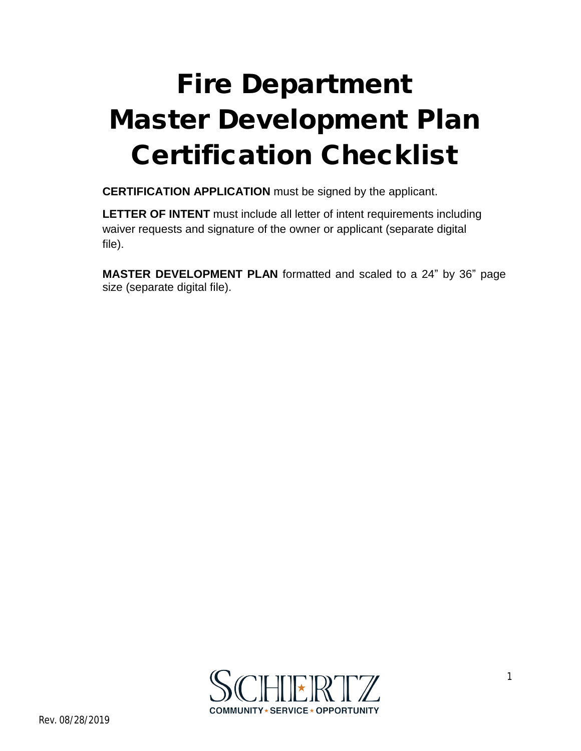# Fire Department Master Development Plan Certification Checklist

**CERTIFICATION APPLICATION** must be signed by the applicant.

**LETTER OF INTENT** must include all letter of intent requirements including waiver requests and signature of the owner or applicant (separate digital file).

**MASTER DEVELOPMENT PLAN** formatted and scaled to a 24" by 36" page size (separate digital file).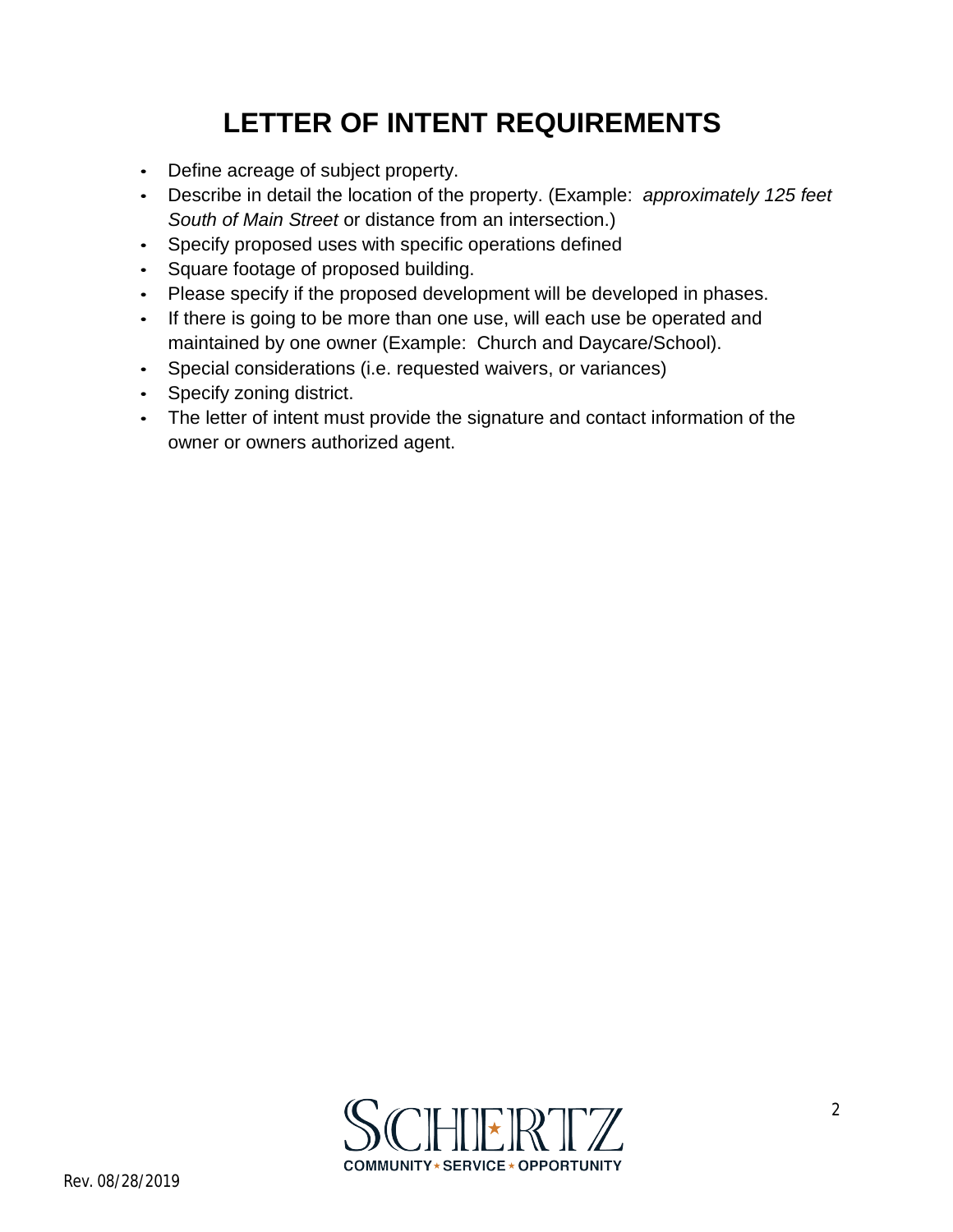# LETTER OF INTENT REQUIREMENTS

- Define acreage of subject property.
- Describe in detail the location of the property. (Example: *approximately 125 feet South of Main Street* or distance from an intersection.)
- Specify proposed uses with specific operations defined
- Square footage of proposed building.
- Please specify if the proposed development will be developed in phases.
- If there is going to be more than one use, will each use be operated and maintained by one owner (Example: Church and Daycare/School).
- Special considerations (i.e. requested waivers, or variances)
- Specify zoning district.
- The letter of intent must provide the signature and contact information of the owner or owners authorized agent.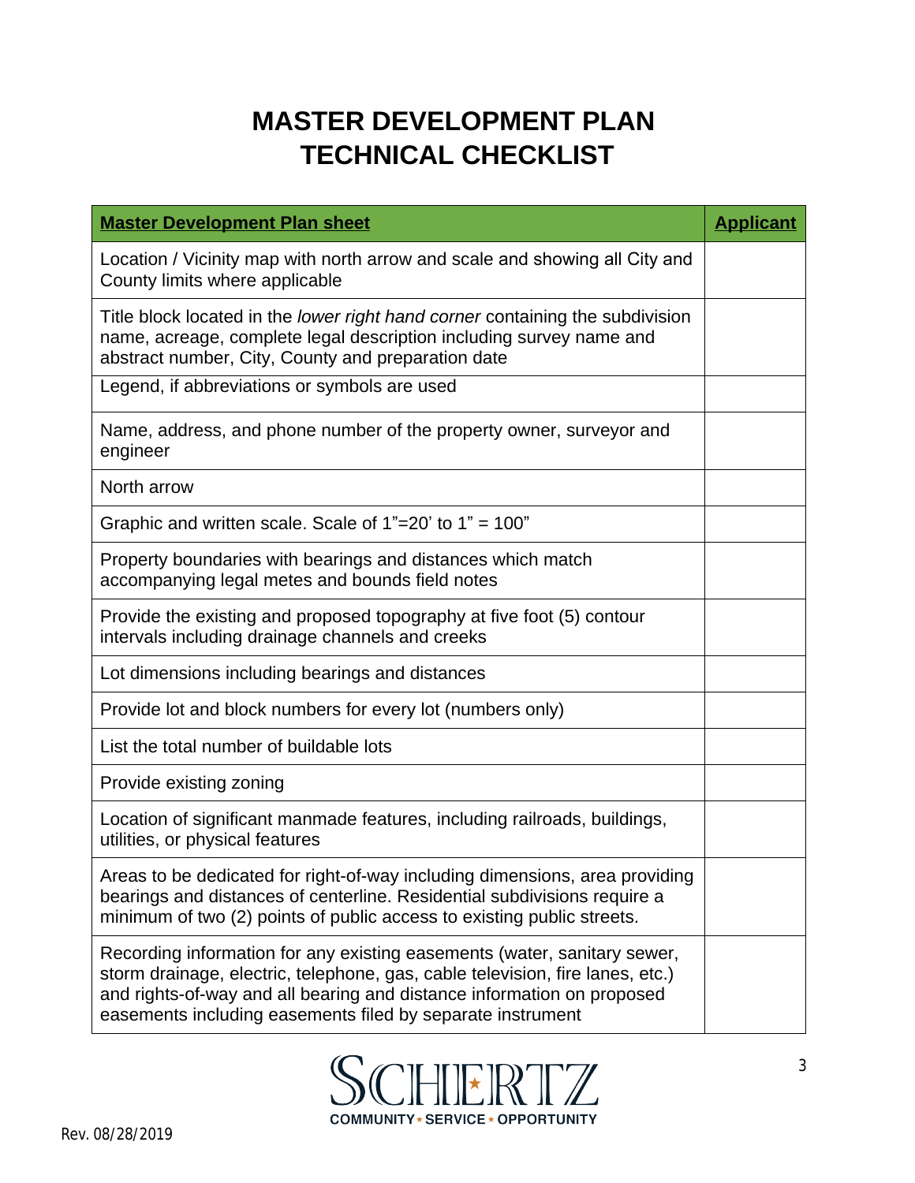# MASTER DEVELOPMENT PLAN TECHNICAL CHECKLIST

| **Master Development Plan sheet** | **Applicant** |
|---|---|
| Location / Vicinity map with north arrow and scale and showing all City and County limits where applicable | |
| Title block located in the *lower right hand corner* containing the subdivision name, acreage, complete legal description including survey name and abstract number, City, County and preparation date | |
| Legend, if abbreviations or symbols are used | |
| Name, address, and phone number of the property owner, surveyor and engineer | |
| North arrow | |
| Graphic and written scale. Scale of 1"=20' to 1" = 100" | |
| Property boundaries with bearings and distances which match accompanying legal metes and bounds field notes | |
| Provide the existing and proposed topography at five foot (5) contour intervals including drainage channels and creeks | |
| Lot dimensions including bearings and distances | |
| Provide lot and block numbers for every lot (numbers only) | |
| List the total number of buildable lots | |
| Provide existing zoning | |
| Location of significant manmade features, including railroads, buildings, utilities, or physical features | |
| Areas to be dedicated for right-of-way including dimensions, area providing bearings and distances of centerline. Residential subdivisions require a minimum of two (2) points of public access to existing public streets. | |
| Recording information for any existing easements (water, sanitary sewer, storm drainage, electric, telephone, gas, cable television, fire lanes, etc.) and rights-of-way and all bearing and distance information on proposed easements including easements filed by separate instrument | |

SCHERTZ
COMMUNITY ⋆ SERVICE ⋆ OPPORTUNITY

Rev. 08/28/2019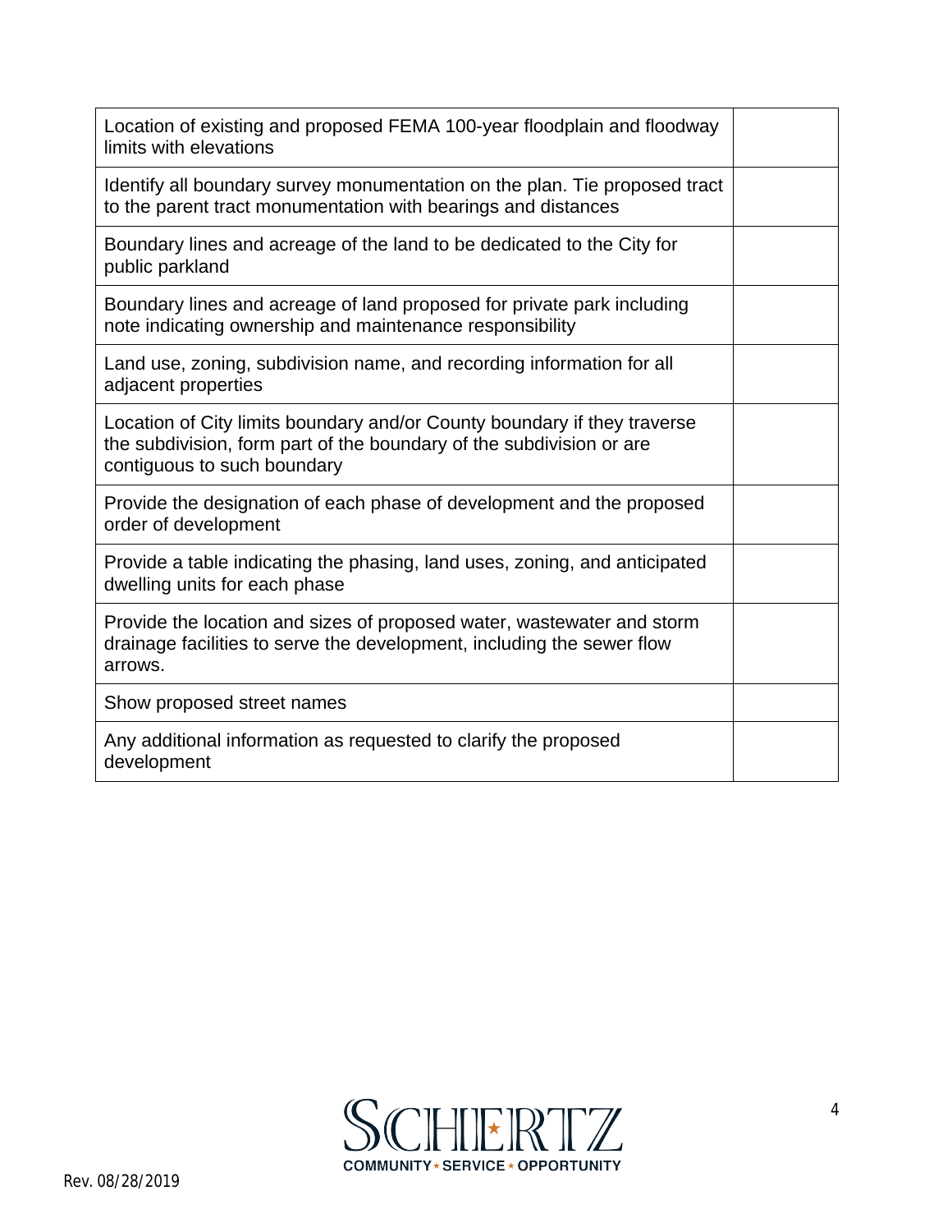| | |
|---|---|
| Location of existing and proposed FEMA 100-year floodplain and floodway limits with elevations | |
| Identify all boundary survey monumentation on the plan. Tie proposed tract to the parent tract monumentation with bearings and distances | |
| Boundary lines and acreage of the land to be dedicated to the City for public parkland | |
| Boundary lines and acreage of land proposed for private park including note indicating ownership and maintenance responsibility | |
| Land use, zoning, subdivision name, and recording information for all adjacent properties | |
| Location of City limits boundary and/or County boundary if they traverse the subdivision, form part of the boundary of the subdivision or are contiguous to such boundary | |
| Provide the designation of each phase of development and the proposed order of development | |
| Provide a table indicating the phasing, land uses, zoning, and anticipated dwelling units for each phase | |
| Provide the location and sizes of proposed water, wastewater and storm drainage facilities to serve the development, including the sewer flow arrows. | |
| Show proposed street names | |
| Any additional information as requested to clarify the proposed development | |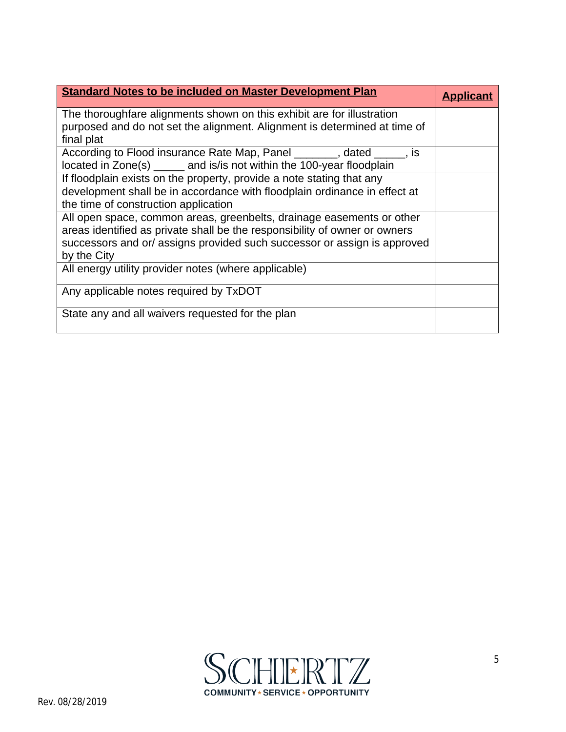| Standard Notes to be included on Master Development Plan | Applicant |
| --- | --- |
| The thoroughfare alignments shown on this exhibit are for illustration purposed and do not set the alignment. Alignment is determined at time of final plat | |
| According to Flood insurance Rate Map, Panel _______, dated _____, is located in Zone(s) _____ and is/is not within the 100-year floodplain | |
| If floodplain exists on the property, provide a note stating that any development shall be in accordance with floodplain ordinance in effect at the time of construction application | |
| All open space, common areas, greenbelts, drainage easements or other areas identified as private shall be the responsibility of owner or owners successors and or/ assigns provided such successor or assign is approved by the City | |
| All energy utility provider notes (where applicable) | |
| Any applicable notes required by TxDOT | |
| State any and all waivers requested for the plan | |

SCHERTZ
COMMUNITY ⋆ SERVICE ⋆ OPPORTUNITY

Rev. 08/28/2019